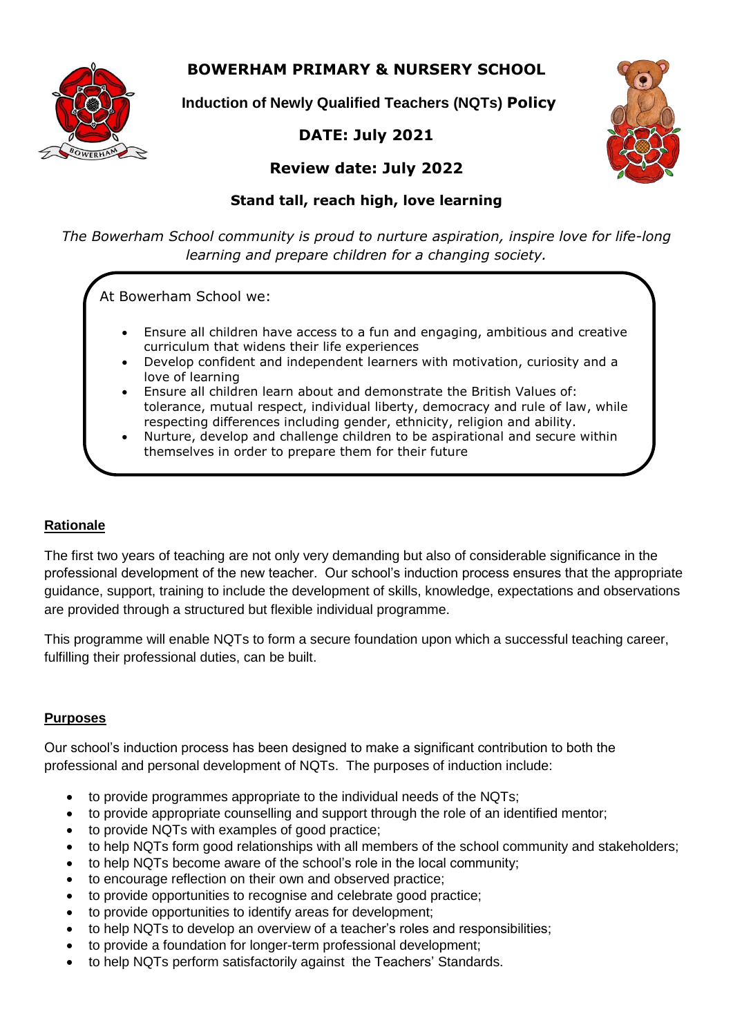# BOWERHAM PRIMARY & NURSERY SCHOOL

**Induction of Newly Qualified Teachers (NQTs) Policy**

**DATE: July 2021**

**Review date: July 2022**

**Stand tall, reach high, love learning**

*The Bowerham School community is proud to nurture aspiration, inspire love for life-long learning and prepare children for a changing society.*

At Bowerham School we:

- Ensure all children have access to a fun and engaging, ambitious and creative curriculum that widens their life experiences
- Develop confident and independent learners with motivation, curiosity and a love of learning
- Ensure all children learn about and demonstrate the British Values of: tolerance, mutual respect, individual liberty, democracy and rule of law, while respecting differences including gender, ethnicity, religion and ability.
- Nurture, develop and challenge children to be aspirational and secure within themselves in order to prepare them for their future

## Rationale

The first two years of teaching are not only very demanding but also of considerable significance in the professional development of the new teacher. Our school's induction process ensures that the appropriate guidance, support, training to include the development of skills, knowledge, expectations and observations are provided through a structured but flexible individual programme.

This programme will enable NQTs to form a secure foundation upon which a successful teaching career, fulfilling their professional duties, can be built.

## Purposes

Our school's induction process has been designed to make a significant contribution to both the professional and personal development of NQTs. The purposes of induction include:

- to provide programmes appropriate to the individual needs of the NQTs;
- to provide appropriate counselling and support through the role of an identified mentor;
- to provide NQTs with examples of good practice;
- to help NQTs form good relationships with all members of the school community and stakeholders;
- to help NQTs become aware of the school's role in the local community;
- to encourage reflection on their own and observed practice;
- to provide opportunities to recognise and celebrate good practice;
- to provide opportunities to identify areas for development;
- to help NQTs to develop an overview of a teacher's roles and responsibilities;
- to provide a foundation for longer-term professional development;
- to help NQTs perform satisfactorily against the Teachers' Standards.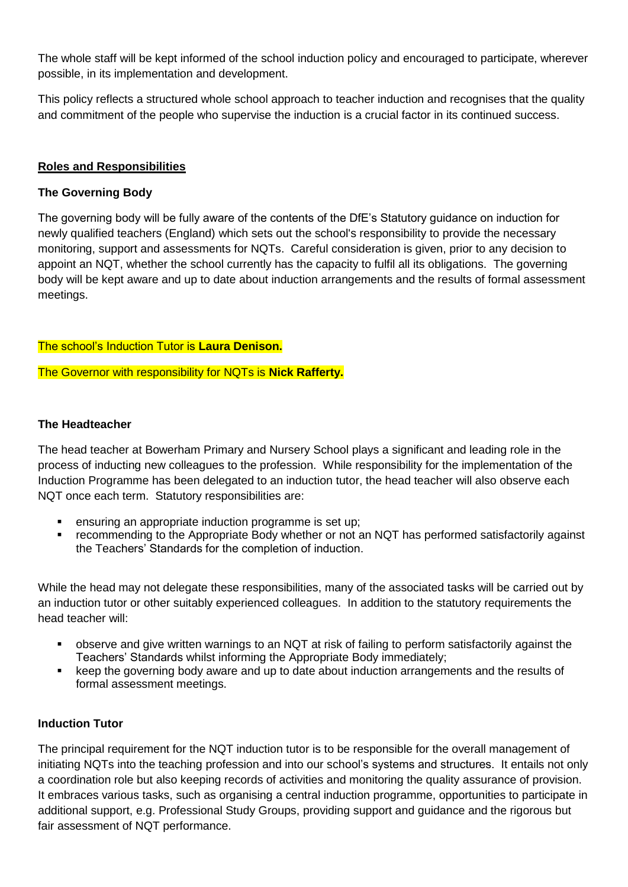The whole staff will be kept informed of the school induction policy and encouraged to participate, wherever possible, in its implementation and development.

This policy reflects a structured whole school approach to teacher induction and recognises that the quality and commitment of the people who supervise the induction is a crucial factor in its continued success.

## Roles and Responsibilities

### The Governing Body

The governing body will be fully aware of the contents of the DfE's Statutory guidance on induction for newly qualified teachers (England) which sets out the school's responsibility to provide the necessary monitoring, support and assessments for NQTs. Careful consideration is given, prior to any decision to appoint an NQT, whether the school currently has the capacity to fulfil all its obligations. The governing body will be kept aware and up to date about induction arrangements and the results of formal assessment meetings.

The school's Induction Tutor is **Laura Denison.**

The Governor with responsibility for NQTs is **Nick Rafferty.**

### The Headteacher

The head teacher at Bowerham Primary and Nursery School plays a significant and leading role in the process of inducting new colleagues to the profession. While responsibility for the implementation of the Induction Programme has been delegated to an induction tutor, the head teacher will also observe each NQT once each term. Statutory responsibilities are:

- ensuring an appropriate induction programme is set up;
- recommending to the Appropriate Body whether or not an NQT has performed satisfactorily against the Teachers' Standards for the completion of induction.

While the head may not delegate these responsibilities, many of the associated tasks will be carried out by an induction tutor or other suitably experienced colleagues. In addition to the statutory requirements the head teacher will:

- observe and give written warnings to an NQT at risk of failing to perform satisfactorily against the Teachers' Standards whilst informing the Appropriate Body immediately;
- keep the governing body aware and up to date about induction arrangements and the results of formal assessment meetings.

### Induction Tutor

The principal requirement for the NQT induction tutor is to be responsible for the overall management of initiating NQTs into the teaching profession and into our school's systems and structures. It entails not only a coordination role but also keeping records of activities and monitoring the quality assurance of provision. It embraces various tasks, such as organising a central induction programme, opportunities to participate in additional support, e.g. Professional Study Groups, providing support and guidance and the rigorous but fair assessment of NQT performance.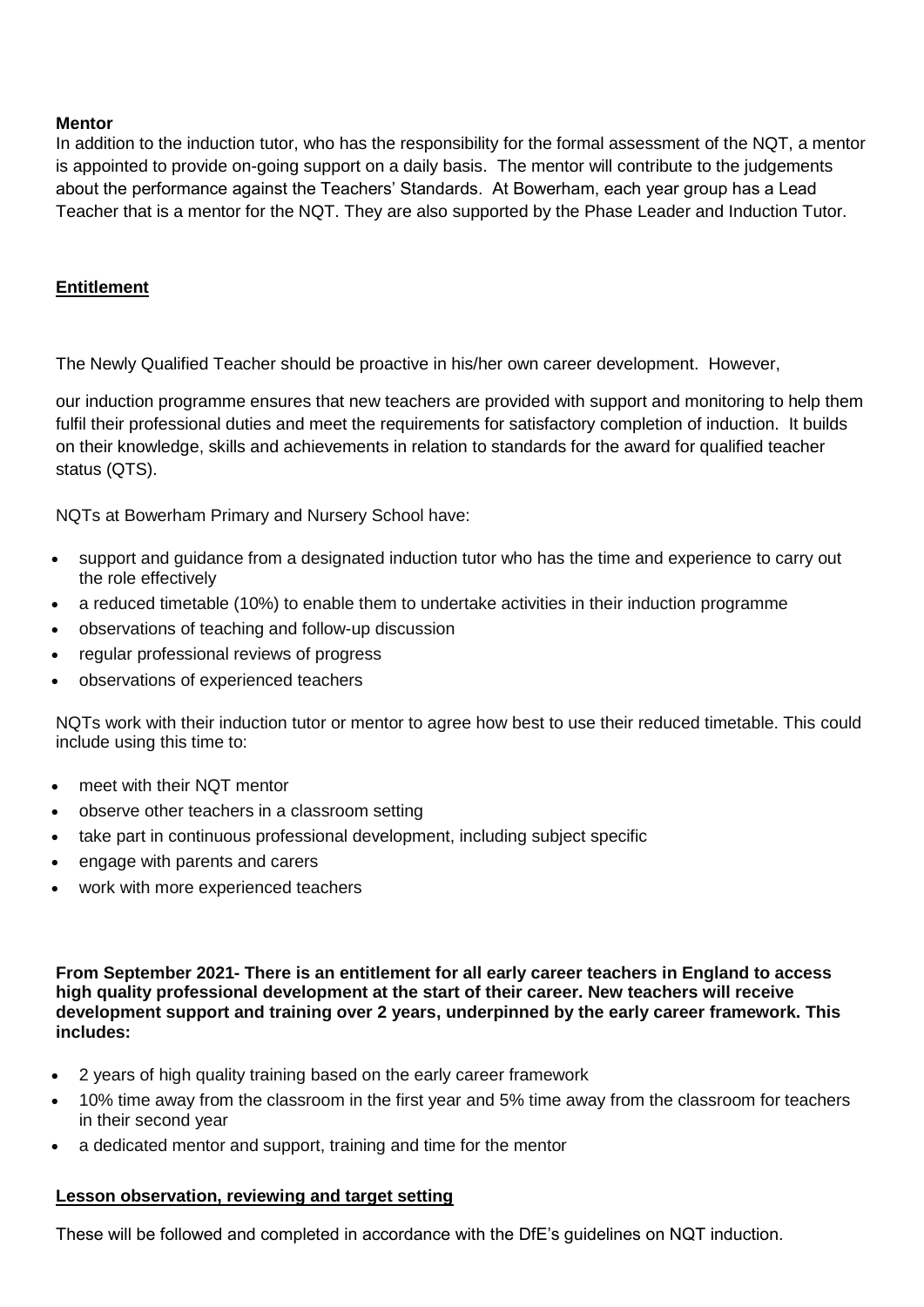**Mentor**

In addition to the induction tutor, who has the responsibility for the formal assessment of the NQT, a mentor is appointed to provide on-going support on a daily basis. The mentor will contribute to the judgements about the performance against the Teachers' Standards. At Bowerham, each year group has a Lead Teacher that is a mentor for the NQT. They are also supported by the Phase Leader and Induction Tutor.

## Entitlement

The Newly Qualified Teacher should be proactive in his/her own career development. However,

our induction programme ensures that new teachers are provided with support and monitoring to help them fulfil their professional duties and meet the requirements for satisfactory completion of induction. It builds on their knowledge, skills and achievements in relation to standards for the award for qualified teacher status (QTS).

NQTs at Bowerham Primary and Nursery School have:

- support and guidance from a designated induction tutor who has the time and experience to carry out the role effectively
- a reduced timetable (10%) to enable them to undertake activities in their induction programme
- observations of teaching and follow-up discussion
- regular professional reviews of progress
- observations of experienced teachers

NQTs work with their induction tutor or mentor to agree how best to use their reduced timetable. This could include using this time to:

- meet with their NQT mentor
- observe other teachers in a classroom setting
- take part in continuous professional development, including subject specific
- engage with parents and carers
- work with more experienced teachers

**From September 2021- There is an entitlement for all early career teachers in England to access high quality professional development at the start of their career. New teachers will receive development support and training over 2 years, underpinned by the early career framework. This includes:**

- 2 years of high quality training based on the early career framework
- 10% time away from the classroom in the first year and 5% time away from the classroom for teachers in their second year
- a dedicated mentor and support, training and time for the mentor

## Lesson observation, reviewing and target setting

These will be followed and completed in accordance with the DfE's guidelines on NQT induction.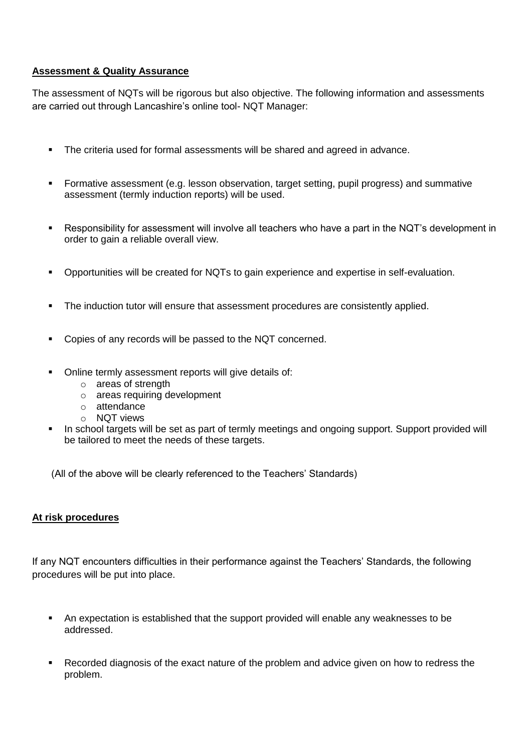**Assessment & Quality Assurance**

The assessment of NQTs will be rigorous but also objective. The following information and assessments are carried out through Lancashire's online tool- NQT Manager:

- The criteria used for formal assessments will be shared and agreed in advance.
- Formative assessment (e.g. lesson observation, target setting, pupil progress) and summative assessment (termly induction reports) will be used.
- Responsibility for assessment will involve all teachers who have a part in the NQT's development in order to gain a reliable overall view.
- Opportunities will be created for NQTs to gain experience and expertise in self-evaluation.
- The induction tutor will ensure that assessment procedures are consistently applied.
- Copies of any records will be passed to the NQT concerned.
- Online termly assessment reports will give details of:
  - areas of strength
  - areas requiring development
  - attendance
  - NQT views
- In school targets will be set as part of termly meetings and ongoing support. Support provided will be tailored to meet the needs of these targets.

(All of the above will be clearly referenced to the Teachers' Standards)

**At risk procedures**

If any NQT encounters difficulties in their performance against the Teachers' Standards, the following procedures will be put into place.

- An expectation is established that the support provided will enable any weaknesses to be addressed.
- Recorded diagnosis of the exact nature of the problem and advice given on how to redress the problem.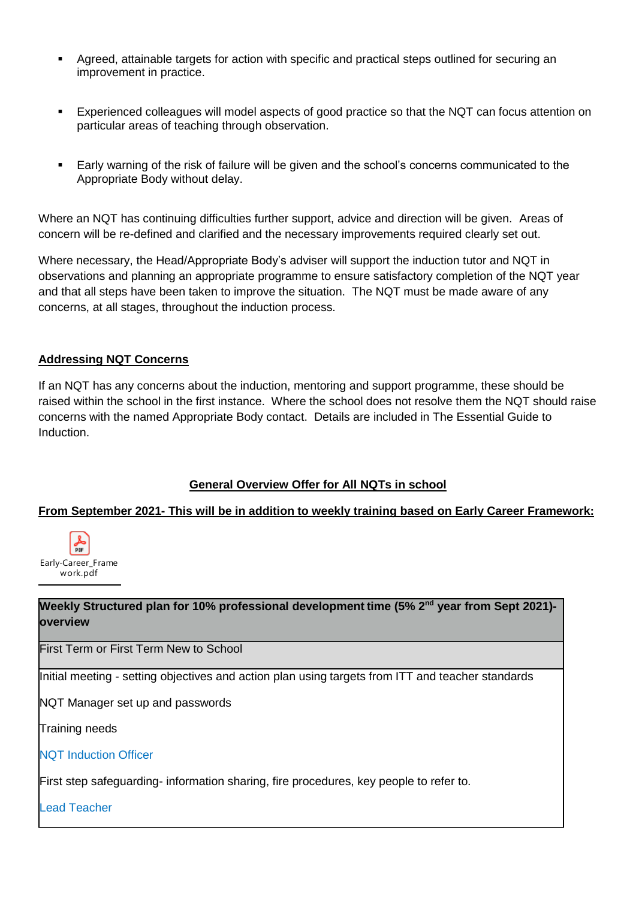- Agreed, attainable targets for action with specific and practical steps outlined for securing an improvement in practice.

- Experienced colleagues will model aspects of good practice so that the NQT can focus attention on particular areas of teaching through observation.

- Early warning of the risk of failure will be given and the school's concerns communicated to the Appropriate Body without delay.

Where an NQT has continuing difficulties further support, advice and direction will be given. Areas of concern will be re-defined and clarified and the necessary improvements required clearly set out.

Where necessary, the Head/Appropriate Body's adviser will support the induction tutor and NQT in observations and planning an appropriate programme to ensure satisfactory completion of the NQT year and that all steps have been taken to improve the situation. The NQT must be made aware of any concerns, at all stages, throughout the induction process.

## Addressing NQT Concerns

If an NQT has any concerns about the induction, mentoring and support programme, these should be raised within the school in the first instance. Where the school does not resolve them the NQT should raise concerns with the named Appropriate Body contact. Details are included in The Essential Guide to Induction.

## General Overview Offer for All NQTs in school

**From September 2021- This will be in addition to weekly training based on Early Career Framework:**

Early-Career_Framework.pdf

| **Weekly Structured plan for 10% professional development time (5% 2nd year from Sept 2021)- overview** |
|---|
| First Term or First Term New to School |
| Initial meeting - setting objectives and action plan using targets from ITT and teacher standards<br><br>NQT Manager set up and passwords<br><br>Training needs<br><br>NQT Induction Officer<br><br>First step safeguarding- information sharing, fire procedures, key people to refer to.<br><br>Lead Teacher |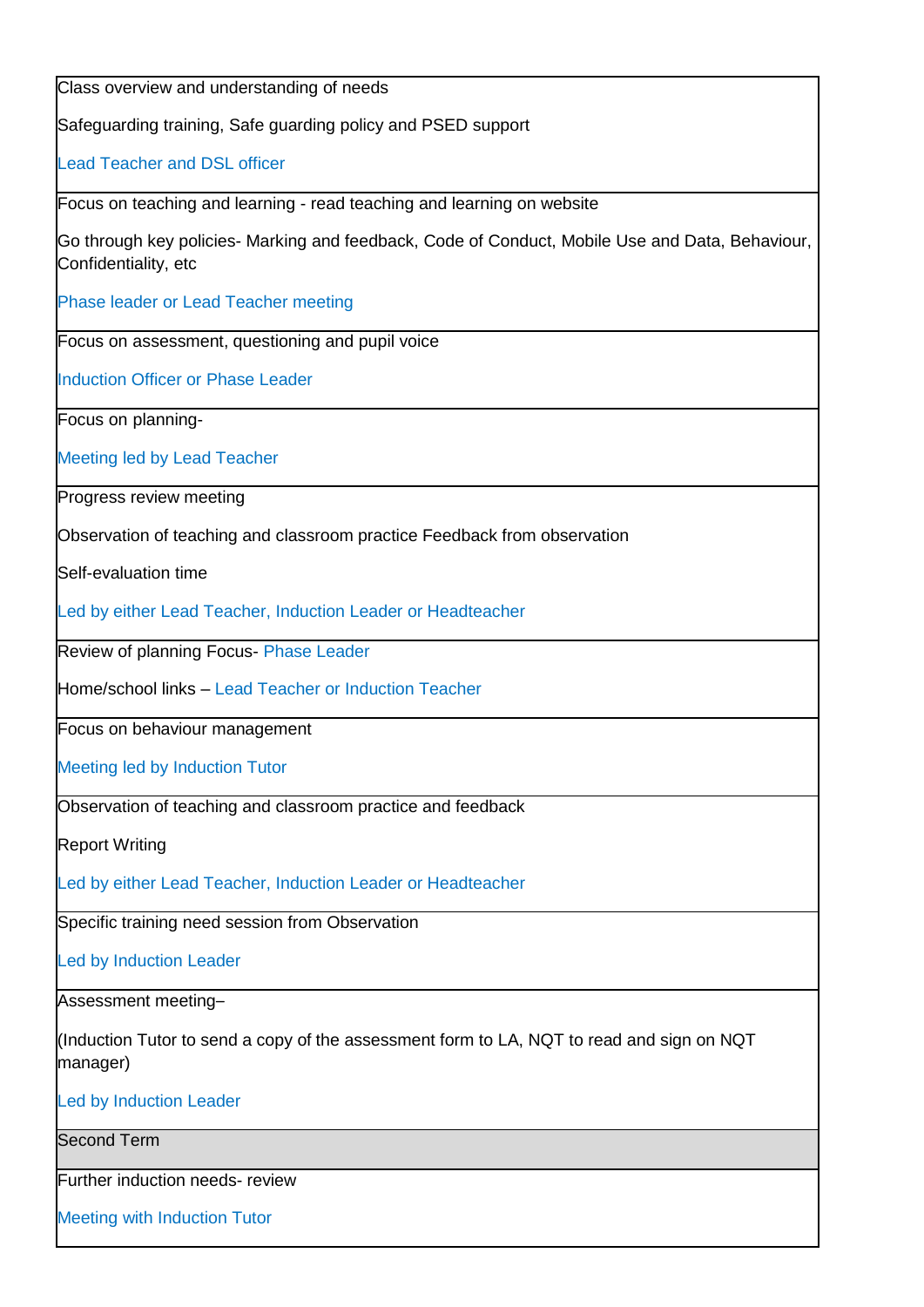| Class overview and understanding of needs<br><br>Safeguarding training, Safe guarding policy and PSED support<br><br>Lead Teacher and DSL officer |
|---|
| Focus on teaching and learning - read teaching and learning on website<br><br>Go through key policies- Marking and feedback, Code of Conduct, Mobile Use and Data, Behaviour, Confidentiality, etc<br><br>Phase leader or Lead Teacher meeting |
| Focus on assessment, questioning and pupil voice<br><br>Induction Officer or Phase Leader |
| Focus on planning-<br><br>Meeting led by Lead Teacher |
| Progress review meeting<br><br>Observation of teaching and classroom practice Feedback from observation<br><br>Self-evaluation time<br><br>Led by either Lead Teacher, Induction Leader or Headteacher |
| Review of planning Focus- Phase Leader<br><br>Home/school links – Lead Teacher or Induction Teacher |
| Focus on behaviour management<br><br>Meeting led by Induction Tutor |
| Observation of teaching and classroom practice and feedback<br><br>Report Writing<br><br>Led by either Lead Teacher, Induction Leader or Headteacher |
| Specific training need session from Observation<br><br>Led by Induction Leader |
| Assessment meeting–<br><br>(Induction Tutor to send a copy of the assessment form to LA, NQT to read and sign on NQT manager)<br><br>Led by Induction Leader |
| Second Term |
| Further induction needs- review<br><br>Meeting with Induction Tutor |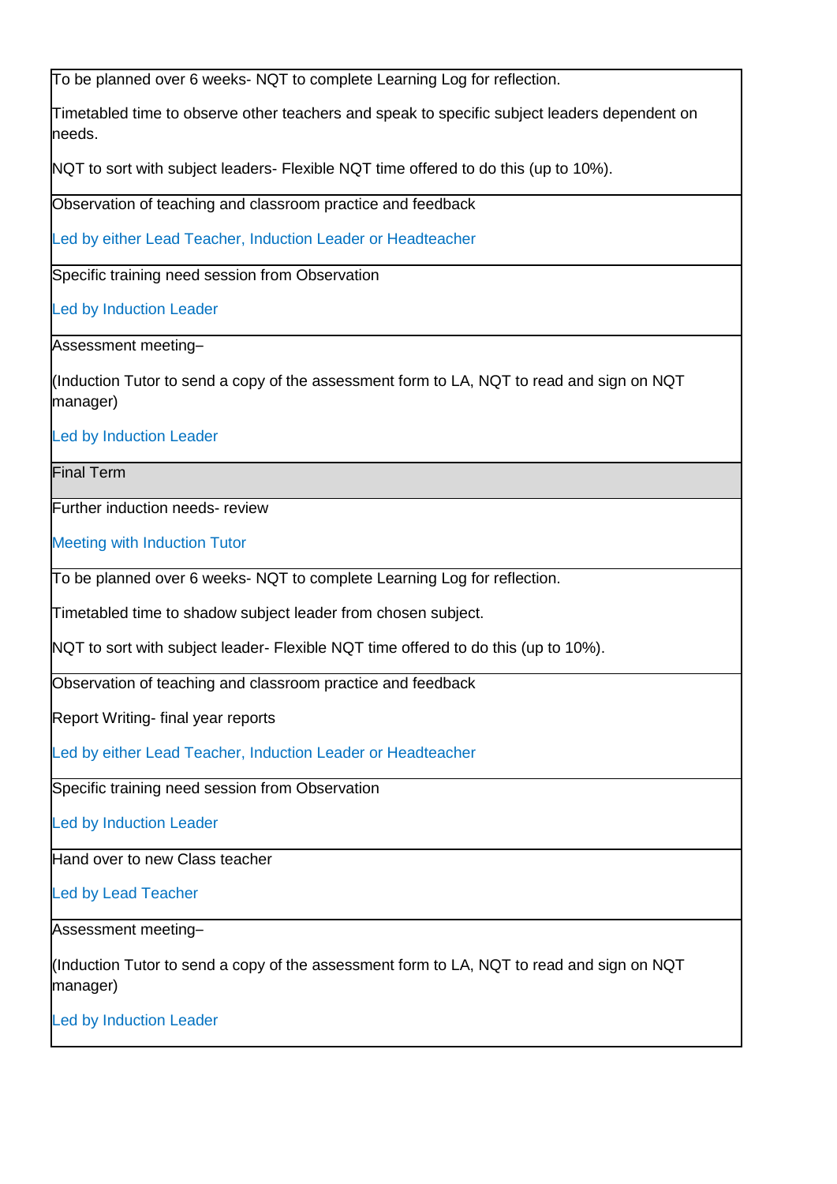| |
|---|
| To be planned over 6 weeks- NQT to complete Learning Log for reflection.<br><br>Timetabled time to observe other teachers and speak to specific subject leaders dependent on needs.<br><br>NQT to sort with subject leaders- Flexible NQT time offered to do this (up to 10%). |
| Observation of teaching and classroom practice and feedback<br><br>Led by either Lead Teacher, Induction Leader or Headteacher |
| Specific training need session from Observation<br><br>Led by Induction Leader |
| Assessment meeting–<br><br>(Induction Tutor to send a copy of the assessment form to LA, NQT to read and sign on NQT manager)<br><br>Led by Induction Leader |
| Final Term |
| Further induction needs- review<br><br>Meeting with Induction Tutor |
| To be planned over 6 weeks- NQT to complete Learning Log for reflection.<br><br>Timetabled time to shadow subject leader from chosen subject.<br><br>NQT to sort with subject leader- Flexible NQT time offered to do this (up to 10%). |
| Observation of teaching and classroom practice and feedback<br><br>Report Writing- final year reports<br><br>Led by either Lead Teacher, Induction Leader or Headteacher |
| Specific training need session from Observation<br><br>Led by Induction Leader |
| Hand over to new Class teacher<br><br>Led by Lead Teacher |
| Assessment meeting–<br><br>(Induction Tutor to send a copy of the assessment form to LA, NQT to read and sign on NQT manager)<br><br>Led by Induction Leader |